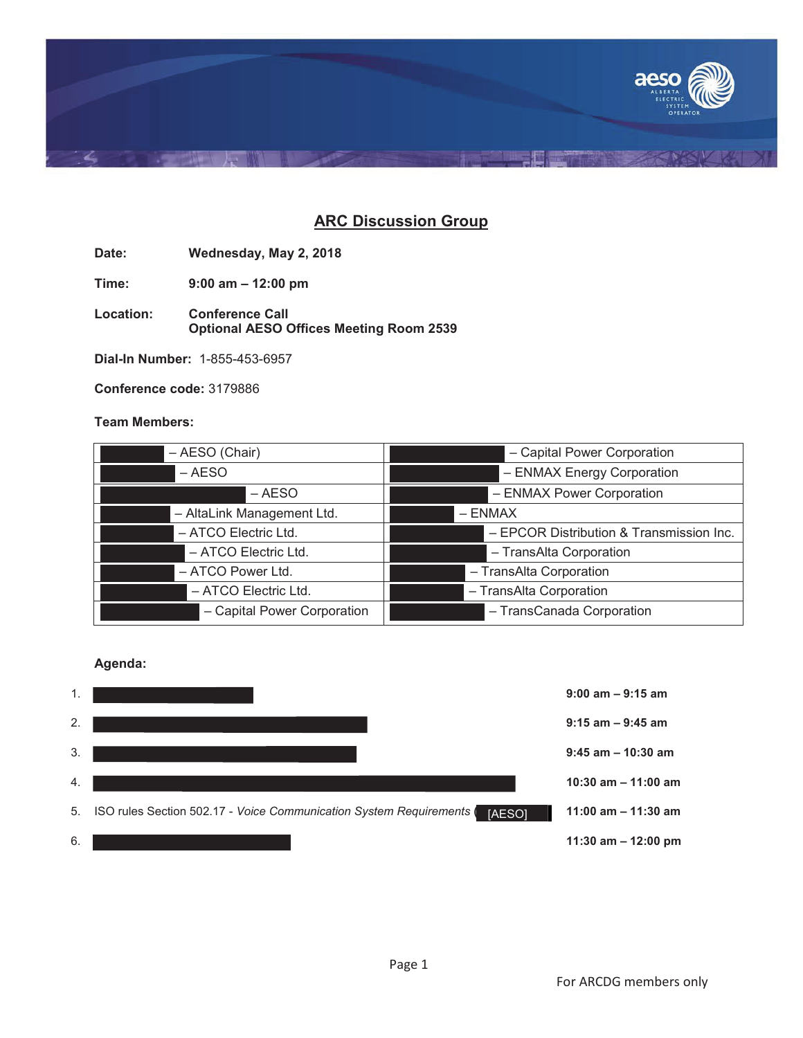# ARC Discussion Group

**Date:** **Wednesday, May 2, 2018**

**Time:** **9:00 am – 12:00 pm**

**Location:** **Conference Call**
**Optional AESO Offices Meeting Room 2539**

**Dial-In Number:** 1-855-453-6957

**Conference code:** 3179886

**Team Members:**

| | |
|---|---|
| – AESO (Chair) | – Capital Power Corporation |
| – AESO | – ENMAX Energy Corporation |
| – AESO | – ENMAX Power Corporation |
| – AltaLink Management Ltd. | – ENMAX |
| – ATCO Electric Ltd. | – EPCOR Distribution & Transmission Inc. |
| – ATCO Electric Ltd. | – TransAlta Corporation |
| – ATCO Power Ltd. | – TransAlta Corporation |
| – ATCO Electric Ltd. | – TransAlta Corporation |
| – Capital Power Corporation | – TransCanada Corporation |

**Agenda:**

| | | |
|---|---|---|
| 1. | | **9:00 am – 9:15 am** |
| 2. | | **9:15 am – 9:45 am** |
| 3. | | **9:45 am – 10:30 am** |
| 4. | | **10:30 am – 11:00 am** |
| 5. | ISO rules Section 502.17 - *Voice Communication System Requirements* ( [AESO] | **11:00 am – 11:30 am** |
| 6. | | **11:30 am – 12:00 pm** |

For ARCDG members only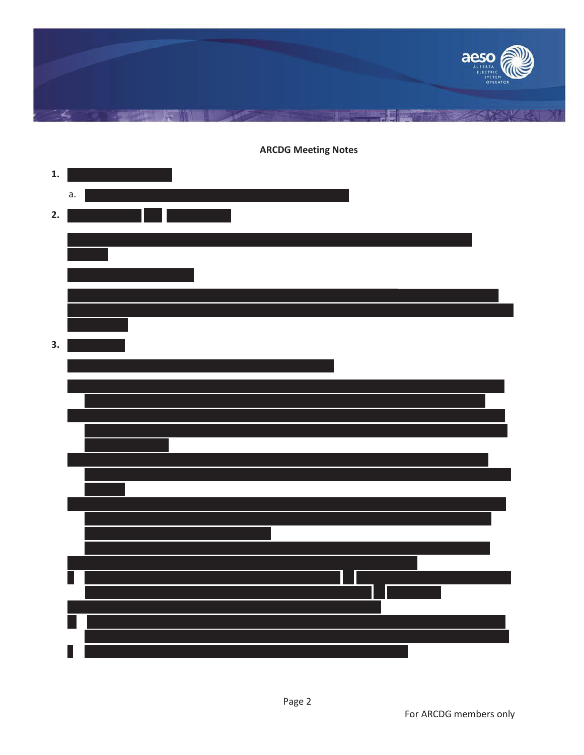**ARCDG Meeting Notes**

1.

   a.

2.

3.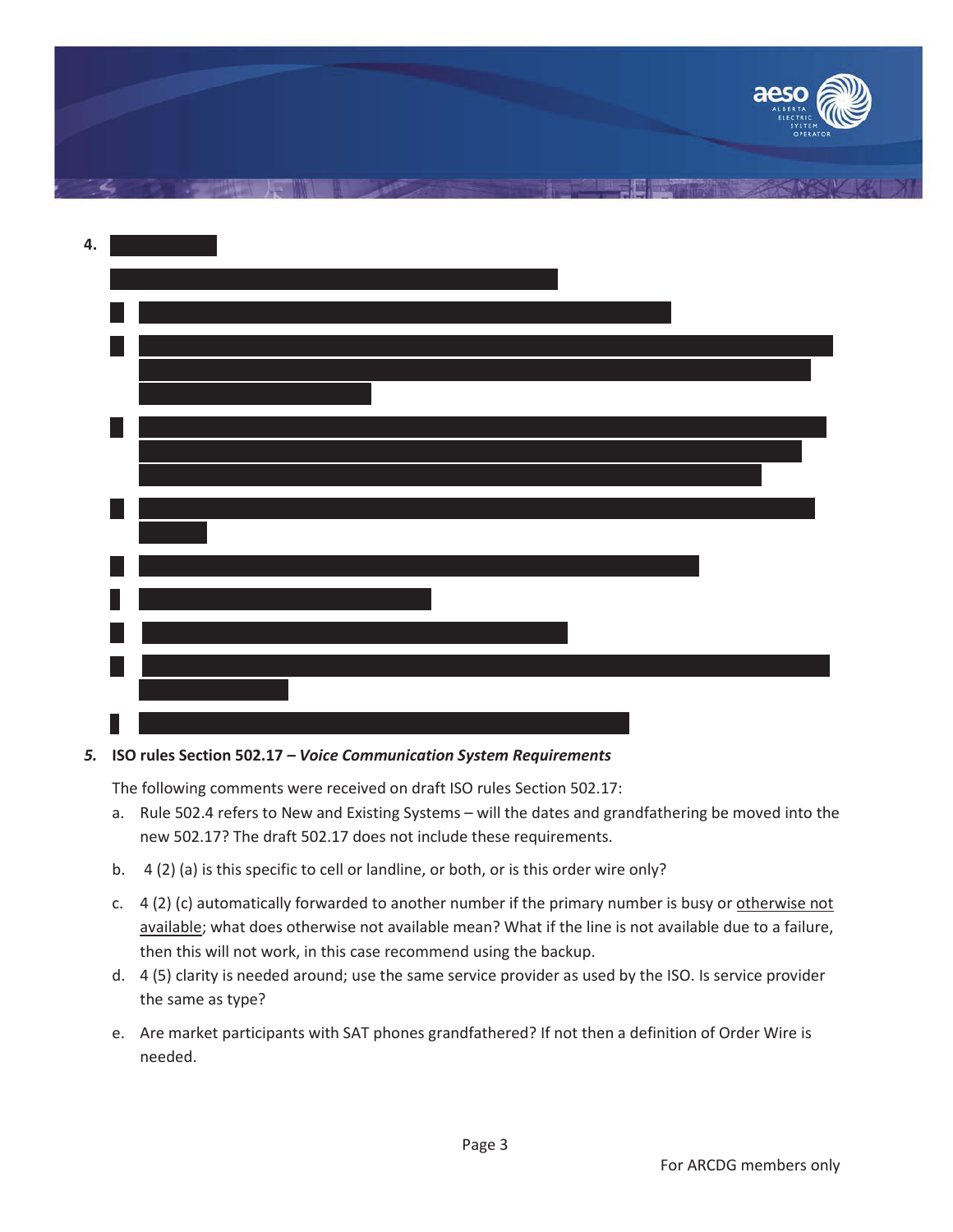4.

5. **ISO rules Section 502.17 – *Voice Communication System Requirements***

   The following comments were received on draft ISO rules Section 502.17:

   a. Rule 502.4 refers to New and Existing Systems – will the dates and grandfathering be moved into the new 502.17? The draft 502.17 does not include these requirements.

   b. 4 (2) (a) is this specific to cell or landline, or both, or is this order wire only?

   c. 4 (2) (c) automatically forwarded to another number if the primary number is busy or <u>otherwise not available</u>; what does otherwise not available mean? What if the line is not available due to a failure, then this will not work, in this case recommend using the backup.

   d. 4 (5) clarity is needed around; use the same service provider as used by the ISO. Is service provider the same as type?

   e. Are market participants with SAT phones grandfathered? If not then a definition of Order Wire is needed.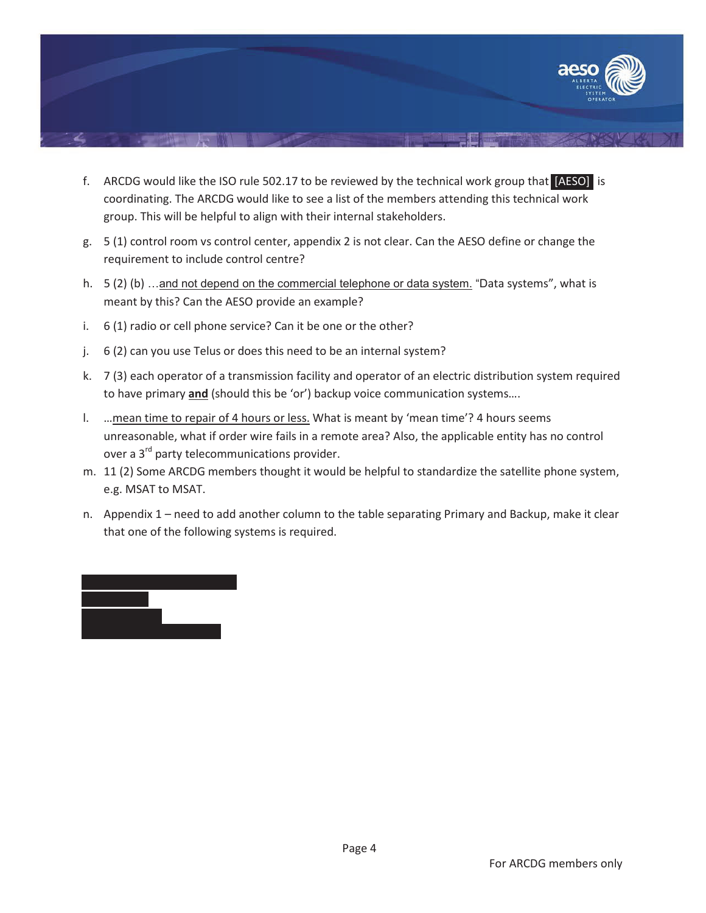f. ARCDG would like the ISO rule 502.17 to be reviewed by the technical work group that [AESO] is coordinating. The ARCDG would like to see a list of the members attending this technical work group. This will be helpful to align with their internal stakeholders.

g. 5 (1) control room vs control center, appendix 2 is not clear. Can the AESO define or change the requirement to include control centre?

h. 5 (2) (b) …<u>and not depend on the commercial telephone or data system.</u> "Data systems", what is meant by this? Can the AESO provide an example?

i. 6 (1) radio or cell phone service? Can it be one or the other?

j. 6 (2) can you use Telus or does this need to be an internal system?

k. 7 (3) each operator of a transmission facility and operator of an electric distribution system required to have primary **<u>and</u>** (should this be 'or') backup voice communication systems….

l. …<u>mean time to repair of 4 hours or less.</u> What is meant by 'mean time'? 4 hours seems unreasonable, what if order wire fails in a remote area? Also, the applicable entity has no control over a 3rd party telecommunications provider.

m. 11 (2) Some ARCDG members thought it would be helpful to standardize the satellite phone system, e.g. MSAT to MSAT.

n. Appendix 1 – need to add another column to the table separating Primary and Backup, make it clear that one of the following systems is required.

For ARCDG members only